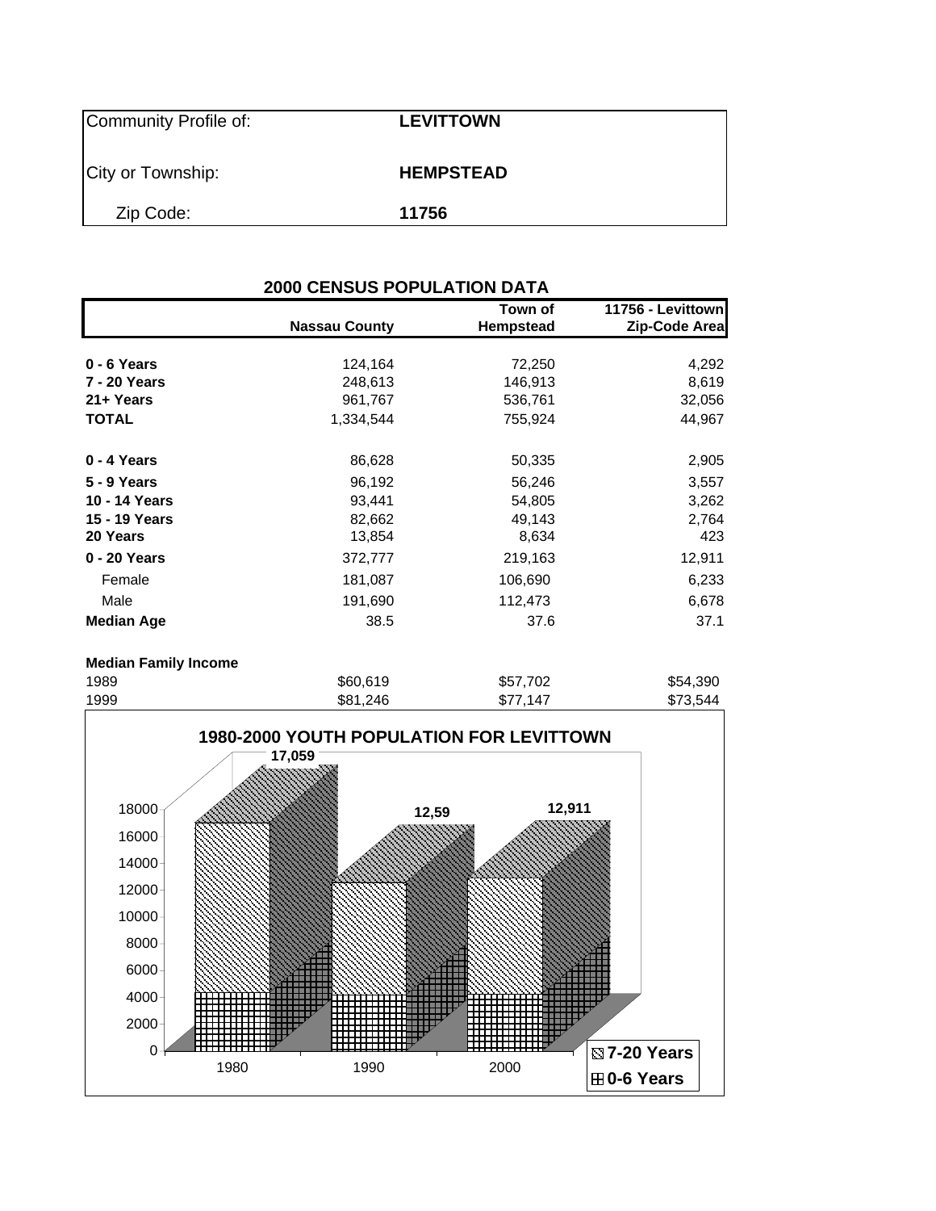| Community Profile of: | **LEVITTOWN** |
|---|---|
| City or Township: | **HEMPSTEAD** |
| Zip Code: | **11756** |

## 2000 CENSUS POPULATION DATA

| | Nassau County | Town of Hempstead | 11756 - Levittown Zip-Code Area |
|---|---|---|---|
| **0 - 6 Years** | 124,164 | 72,250 | 4,292 |
| **7 - 20 Years** | 248,613 | 146,913 | 8,619 |
| **21+ Years** | 961,767 | 536,761 | 32,056 |
| **TOTAL** | 1,334,544 | 755,924 | 44,967 |
| **0 - 4 Years** | 86,628 | 50,335 | 2,905 |
| **5 - 9 Years** | 96,192 | 56,246 | 3,557 |
| **10 - 14 Years** | 93,441 | 54,805 | 3,262 |
| **15 - 19 Years** | 82,662 | 49,143 | 2,764 |
| **20 Years** | 13,854 | 8,634 | 423 |
| **0 - 20 Years** | 372,777 | 219,163 | 12,911 |
| Female | 181,087 | 106,690 | 6,233 |
| Male | 191,690 | 112,473 | 6,678 |
| **Median Age** | 38.5 | 37.6 | 37.1 |
| **Median Family Income** | | | |
| 1989 | $60,619 | $57,702 | $54,390 |
| 1999 | $81,246 | $77,147 | $73,544 |

**1980-2000 YOUTH POPULATION FOR LEVITTOWN**

| Year | Total (0-20 Years) |
|---|---|
| 1980 | 17,059 |
| 1990 | 12,59 |
| 2000 | 12,911 |

Legend: 7-20 Years; 0-6 Years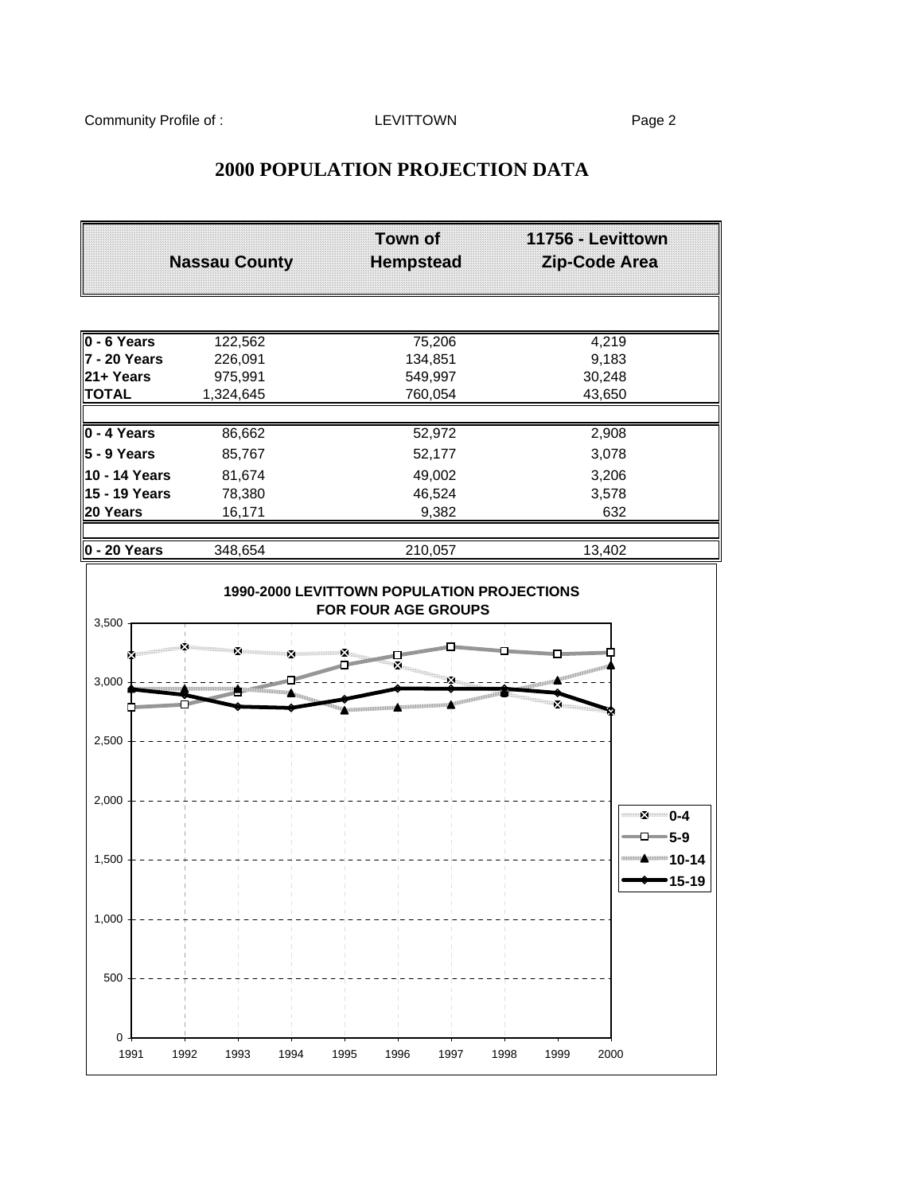# 2000 POPULATION PROJECTION DATA

| | Nassau County | Town of Hempstead | 11756 - Levittown Zip-Code Area |
|---|---|---|---|
| **0 - 6 Years** | 122,562 | 75,206 | 4,219 |
| **7 - 20 Years** | 226,091 | 134,851 | 9,183 |
| **21+ Years** | 975,991 | 549,997 | 30,248 |
| **TOTAL** | 1,324,645 | 760,054 | 43,650 |
| | | | |
| **0 - 4 Years** | 86,662 | 52,972 | 2,908 |
| **5 - 9 Years** | 85,767 | 52,177 | 3,078 |
| **10 - 14 Years** | 81,674 | 49,002 | 3,206 |
| **15 - 19 Years** | 78,380 | 46,524 | 3,578 |
| **20 Years** | 16,171 | 9,382 | 632 |
| | | | |
| **0 - 20 Years** | 348,654 | 210,057 | 13,402 |

**1990-2000 LEVITTOWN POPULATION PROJECTIONS FOR FOUR AGE GROUPS**

(Chart: y-axis 0 to 3,500; x-axis 1991 to 2000; series: 0-4, 5-9, 10-14, 15-19)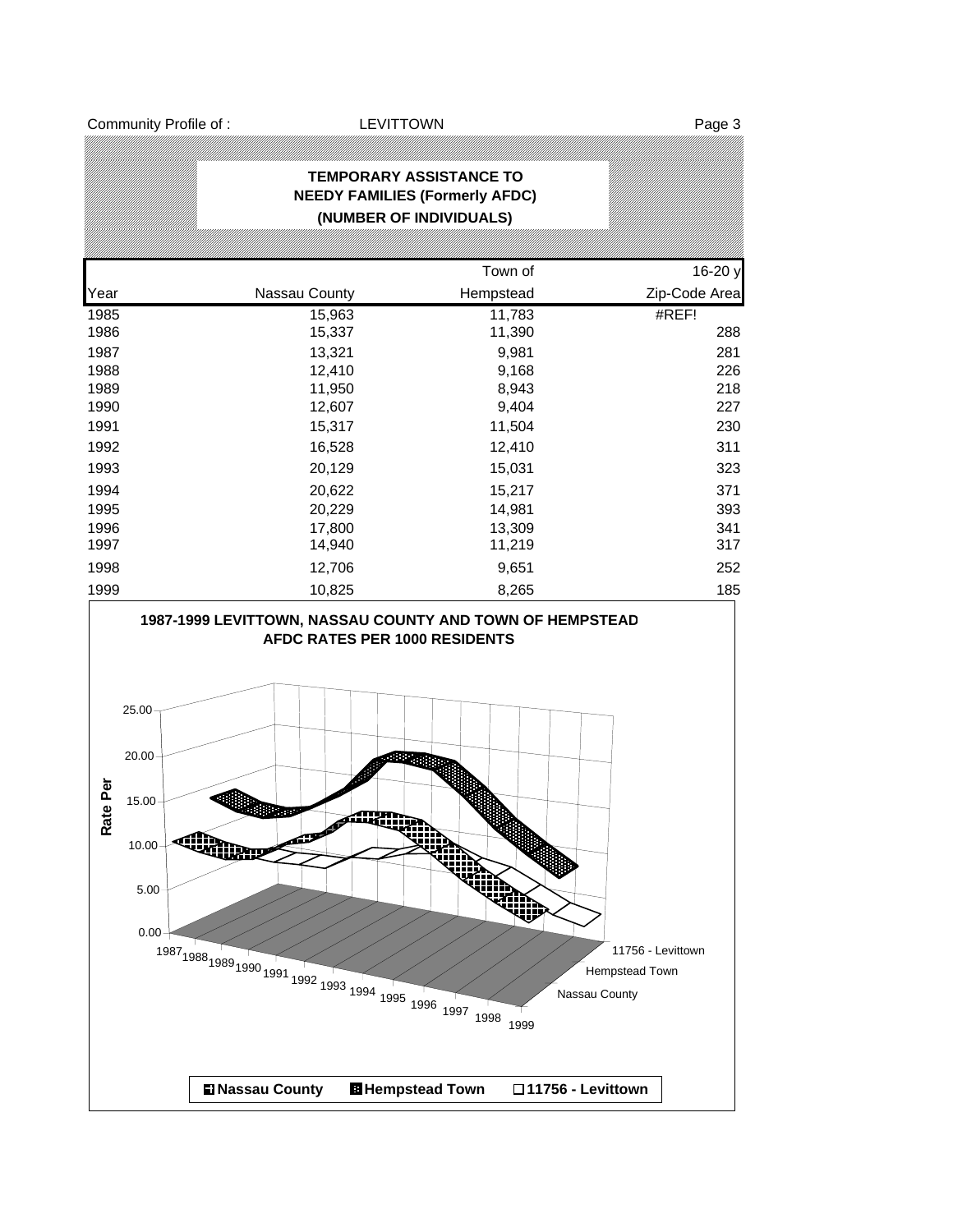Community Profile of : LEVITTOWN

## TEMPORARY ASSISTANCE TO NEEDY FAMILIES (Formerly AFDC)
### (NUMBER OF INDIVIDUALS)

| Year | Nassau County | Town of Hempstead | 16-20 y Zip-Code Area |
|---|---|---|---|
| 1985 | 15,963 | 11,783 | #REF! |
| 1986 | 15,337 | 11,390 | 288 |
| 1987 | 13,321 | 9,981 | 281 |
| 1988 | 12,410 | 9,168 | 226 |
| 1989 | 11,950 | 8,943 | 218 |
| 1990 | 12,607 | 9,404 | 227 |
| 1991 | 15,317 | 11,504 | 230 |
| 1992 | 16,528 | 12,410 | 311 |
| 1993 | 20,129 | 15,031 | 323 |
| 1994 | 20,622 | 15,217 | 371 |
| 1995 | 20,229 | 14,981 | 393 |
| 1996 | 17,800 | 13,309 | 341 |
| 1997 | 14,940 | 11,219 | 317 |
| 1998 | 12,706 | 9,651 | 252 |
| 1999 | 10,825 | 8,265 | 185 |

**1987-1999 LEVITTOWN, NASSAU COUNTY AND TOWN OF HEMPSTEAD AFDC RATES PER 1000 RESIDENTS**

Rate Per: 0.00, 5.00, 10.00, 15.00, 20.00, 25.00

Years: 1987, 1988, 1989, 1990, 1991, 1992, 1993, 1994, 1995, 1996, 1997, 1998, 1999

Series: Nassau County, Hempstead Town, 11756 - Levittown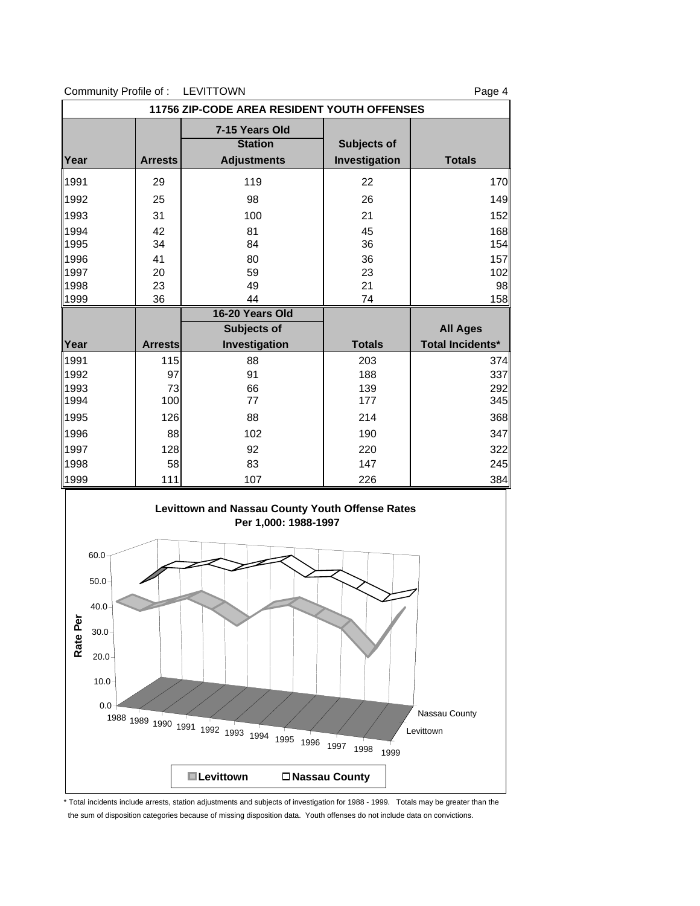Community Profile of : LEVITTOWN

## 11756 ZIP-CODE AREA RESIDENT YOUTH OFFENSES

| | 7-15 Years Old | | | |
|---|---|---|---|---|
| Year | Arrests | Station Adjustments | Subjects of Investigation | Totals |
| 1991 | 29 | 119 | 22 | 170 |
| 1992 | 25 | 98 | 26 | 149 |
| 1993 | 31 | 100 | 21 | 152 |
| 1994 | 42 | 81 | 45 | 168 |
| 1995 | 34 | 84 | 36 | 154 |
| 1996 | 41 | 80 | 36 | 157 |
| 1997 | 20 | 59 | 23 | 102 |
| 1998 | 23 | 49 | 21 | 98 |
| 1999 | 36 | 44 | 74 | 158 |

| | 16-20 Years Old | | | All Ages |
|---|---|---|---|---|
| Year | Arrests | Subjects of Investigation | Totals | Total Incidents* |
| 1991 | 115 | 88 | 203 | 374 |
| 1992 | 97 | 91 | 188 | 337 |
| 1993 | 73 | 66 | 139 | 292 |
| 1994 | 100 | 77 | 177 | 345 |
| 1995 | 126 | 88 | 214 | 368 |
| 1996 | 88 | 102 | 190 | 347 |
| 1997 | 128 | 92 | 220 | 322 |
| 1998 | 58 | 83 | 147 | 245 |
| 1999 | 111 | 107 | 226 | 384 |

**Levittown and Nassau County Youth Offense Rates Per 1,000: 1988-1997**

\* Total incidents include arrests, station adjustments and subjects of investigation for 1988 - 1999. Totals may be greater than the the sum of disposition categories because of missing disposition data. Youth offenses do not include data on convictions.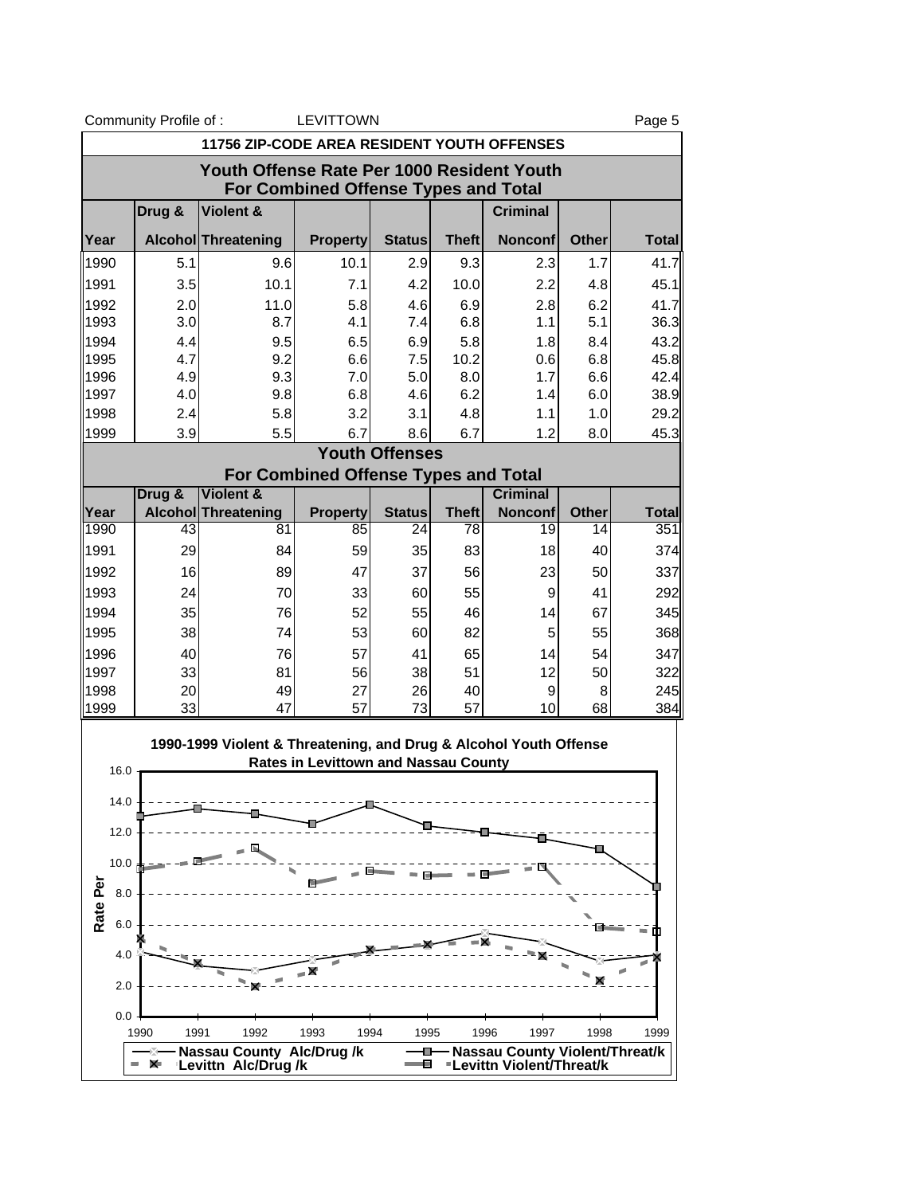Community Profile of : LEVITTOWN

## 11756 ZIP-CODE AREA RESIDENT YOUTH OFFENSES

### Youth Offense Rate Per 1000 Resident Youth For Combined Offense Types and Total

| Year | Drug & Alcohol | Violent & Threatening | Property | Status | Theft | Criminal Nonconf | Other | Total |
|---|---|---|---|---|---|---|---|---|
| 1990 | 5.1 | 9.6 | 10.1 | 2.9 | 9.3 | 2.3 | 1.7 | 41.7 |
| 1991 | 3.5 | 10.1 | 7.1 | 4.2 | 10.0 | 2.2 | 4.8 | 45.1 |
| 1992 | 2.0 | 11.0 | 5.8 | 4.6 | 6.9 | 2.8 | 6.2 | 41.7 |
| 1993 | 3.0 | 8.7 | 4.1 | 7.4 | 6.8 | 1.1 | 5.1 | 36.3 |
| 1994 | 4.4 | 9.5 | 6.5 | 6.9 | 5.8 | 1.8 | 8.4 | 43.2 |
| 1995 | 4.7 | 9.2 | 6.6 | 7.5 | 10.2 | 0.6 | 6.8 | 45.8 |
| 1996 | 4.9 | 9.3 | 7.0 | 5.0 | 8.0 | 1.7 | 6.6 | 42.4 |
| 1997 | 4.0 | 9.8 | 6.8 | 4.6 | 6.2 | 1.4 | 6.0 | 38.9 |
| 1998 | 2.4 | 5.8 | 3.2 | 3.1 | 4.8 | 1.1 | 1.0 | 29.2 |
| 1999 | 3.9 | 5.5 | 6.7 | 8.6 | 6.7 | 1.2 | 8.0 | 45.3 |

### Youth Offenses For Combined Offense Types and Total

| Year | Drug & Alcohol | Violent & Threatening | Property | Status | Theft | Criminal Nonconf | Other | Total |
|---|---|---|---|---|---|---|---|---|
| 1990 | 43 | 81 | 85 | 24 | 78 | 19 | 14 | 351 |
| 1991 | 29 | 84 | 59 | 35 | 83 | 18 | 40 | 374 |
| 1992 | 16 | 89 | 47 | 37 | 56 | 23 | 50 | 337 |
| 1993 | 24 | 70 | 33 | 60 | 55 | 9 | 41 | 292 |
| 1994 | 35 | 76 | 52 | 55 | 46 | 14 | 67 | 345 |
| 1995 | 38 | 74 | 53 | 60 | 82 | 5 | 55 | 368 |
| 1996 | 40 | 76 | 57 | 41 | 65 | 14 | 54 | 347 |
| 1997 | 33 | 81 | 56 | 38 | 51 | 12 | 50 | 322 |
| 1998 | 20 | 49 | 27 | 26 | 40 | 9 | 8 | 245 |
| 1999 | 33 | 47 | 57 | 73 | 57 | 10 | 68 | 384 |

**1990-1999 Violent & Threatening, and Drug & Alcohol Youth Offense Rates in Levittown and Nassau County**

Legend: Nassau County Alc/Drug /k; Levittn Alc/Drug /k; Nassau County Violent/Threat/k; Levittn Violent/Threat/k

Y-axis: Rate Per (0.0–16.0); X-axis: 1990–1999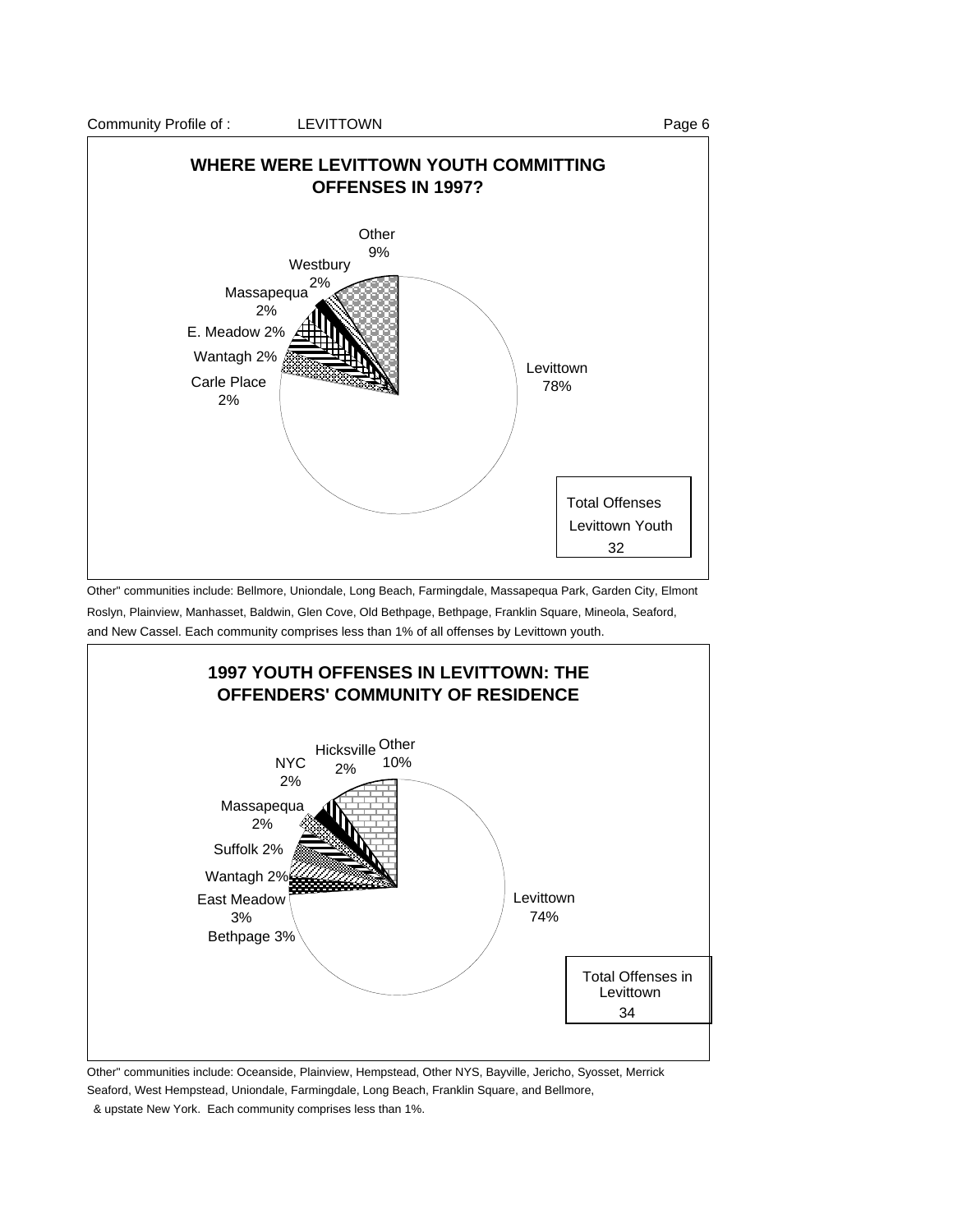## WHERE WERE LEVITTOWN YOUTH COMMITTING OFFENSES IN 1997?

| Community | Percent |
| --- | --- |
| Levittown | 78% |
| Other | 9% |
| Westbury | 2% |
| Massapequa | 2% |
| E. Meadow | 2% |
| Wantagh | 2% |
| Carle Place | 2% |

Total Offenses Levittown Youth: 32

Other" communities include: Bellmore, Uniondale, Long Beach, Farmingdale, Massapequa Park, Garden City, Elmont Roslyn, Plainview, Manhasset, Baldwin, Glen Cove, Old Bethpage, Bethpage, Franklin Square, Mineola, Seaford, and New Cassel. Each community comprises less than 1% of all offenses by Levittown youth.

## 1997 YOUTH OFFENSES IN LEVITTOWN: THE OFFENDERS' COMMUNITY OF RESIDENCE

| Community | Percent |
| --- | --- |
| Levittown | 74% |
| Other | 10% |
| Hicksville | 2% |
| NYC | 2% |
| Massapequa | 2% |
| Suffolk | 2% |
| Wantagh | 2% |
| East Meadow | 3% |
| Bethpage | 3% |

Total Offenses in Levittown: 34

Other" communities include: Oceanside, Plainview, Hempstead, Other NYS, Bayville, Jericho, Syosset, Merrick Seaford, West Hempstead, Uniondale, Farmingdale, Long Beach, Franklin Square, and Bellmore, & upstate New York. Each community comprises less than 1%.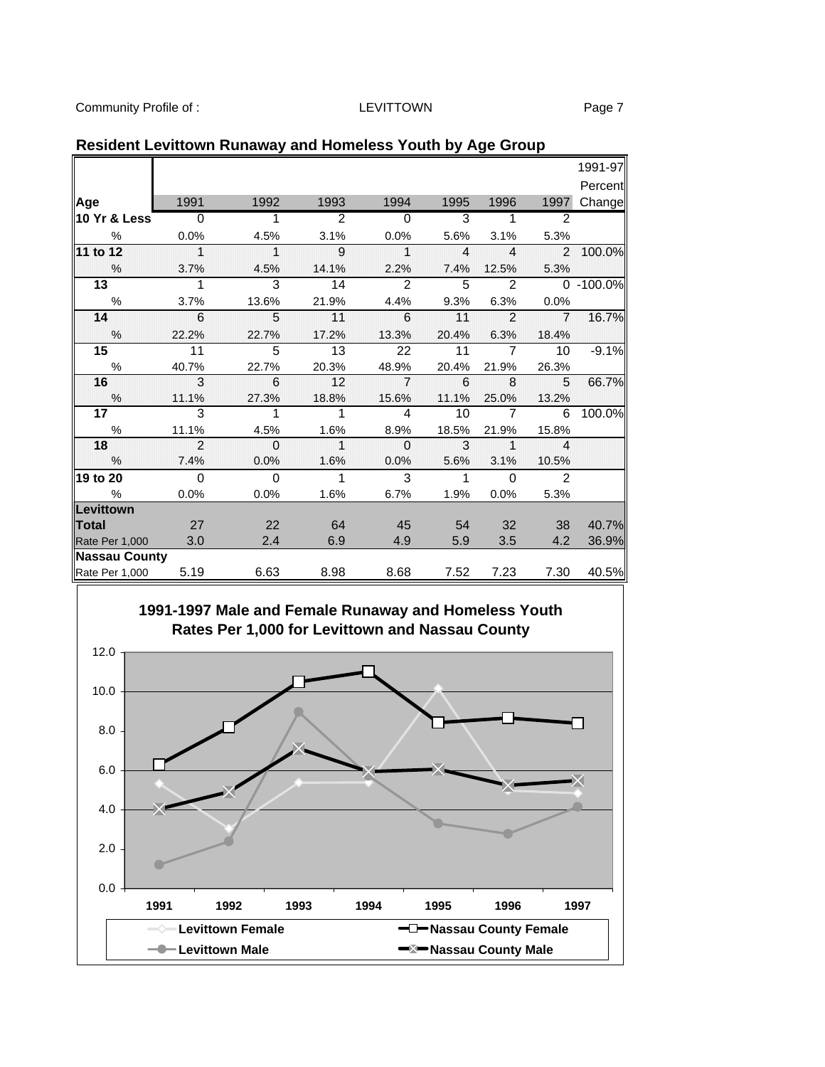## Resident Levittown Runaway and Homeless Youth by Age Group

| Age | 1991 | 1992 | 1993 | 1994 | 1995 | 1996 | 1997 | 1991-97 Percent Change |
|---|---|---|---|---|---|---|---|---|
| **10 Yr & Less** | 0 | 1 | 2 | 0 | 3 | 1 | 2 | |
| % | 0.0% | 4.5% | 3.1% | 0.0% | 5.6% | 3.1% | 5.3% | |
| **11 to 12** | 1 | 1 | 9 | 1 | 4 | 4 | 2 | 100.0% |
| % | 3.7% | 4.5% | 14.1% | 2.2% | 7.4% | 12.5% | 5.3% | |
| **13** | 1 | 3 | 14 | 2 | 5 | 2 | 0 | -100.0% |
| % | 3.7% | 13.6% | 21.9% | 4.4% | 9.3% | 6.3% | 0.0% | |
| **14** | 6 | 5 | 11 | 6 | 11 | 2 | 7 | 16.7% |
| % | 22.2% | 22.7% | 17.2% | 13.3% | 20.4% | 6.3% | 18.4% | |
| **15** | 11 | 5 | 13 | 22 | 11 | 7 | 10 | -9.1% |
| % | 40.7% | 22.7% | 20.3% | 48.9% | 20.4% | 21.9% | 26.3% | |
| **16** | 3 | 6 | 12 | 7 | 6 | 8 | 5 | 66.7% |
| % | 11.1% | 27.3% | 18.8% | 15.6% | 11.1% | 25.0% | 13.2% | |
| **17** | 3 | 1 | 1 | 4 | 10 | 7 | 6 | 100.0% |
| % | 11.1% | 4.5% | 1.6% | 8.9% | 18.5% | 21.9% | 15.8% | |
| **18** | 2 | 0 | 1 | 0 | 3 | 1 | 4 | |
| % | 7.4% | 0.0% | 1.6% | 0.0% | 5.6% | 3.1% | 10.5% | |
| **19 to 20** | 0 | 0 | 1 | 3 | 1 | 0 | 2 | |
| % | 0.0% | 0.0% | 1.6% | 6.7% | 1.9% | 0.0% | 5.3% | |
| **Levittown** | | | | | | | | |
| **Total** | 27 | 22 | 64 | 45 | 54 | 32 | 38 | 40.7% |
| Rate Per 1,000 | 3.0 | 2.4 | 6.9 | 4.9 | 5.9 | 3.5 | 4.2 | 36.9% |
| **Nassau County** | | | | | | | | |
| Rate Per 1,000 | 5.19 | 6.63 | 8.98 | 8.68 | 7.52 | 7.23 | 7.30 | 40.5% |

**1991-1997 Male and Female Runaway and Homeless Youth Rates Per 1,000 for Levittown and Nassau County**

Legend: Levittown Female; Nassau County Female; Levittown Male; Nassau County Male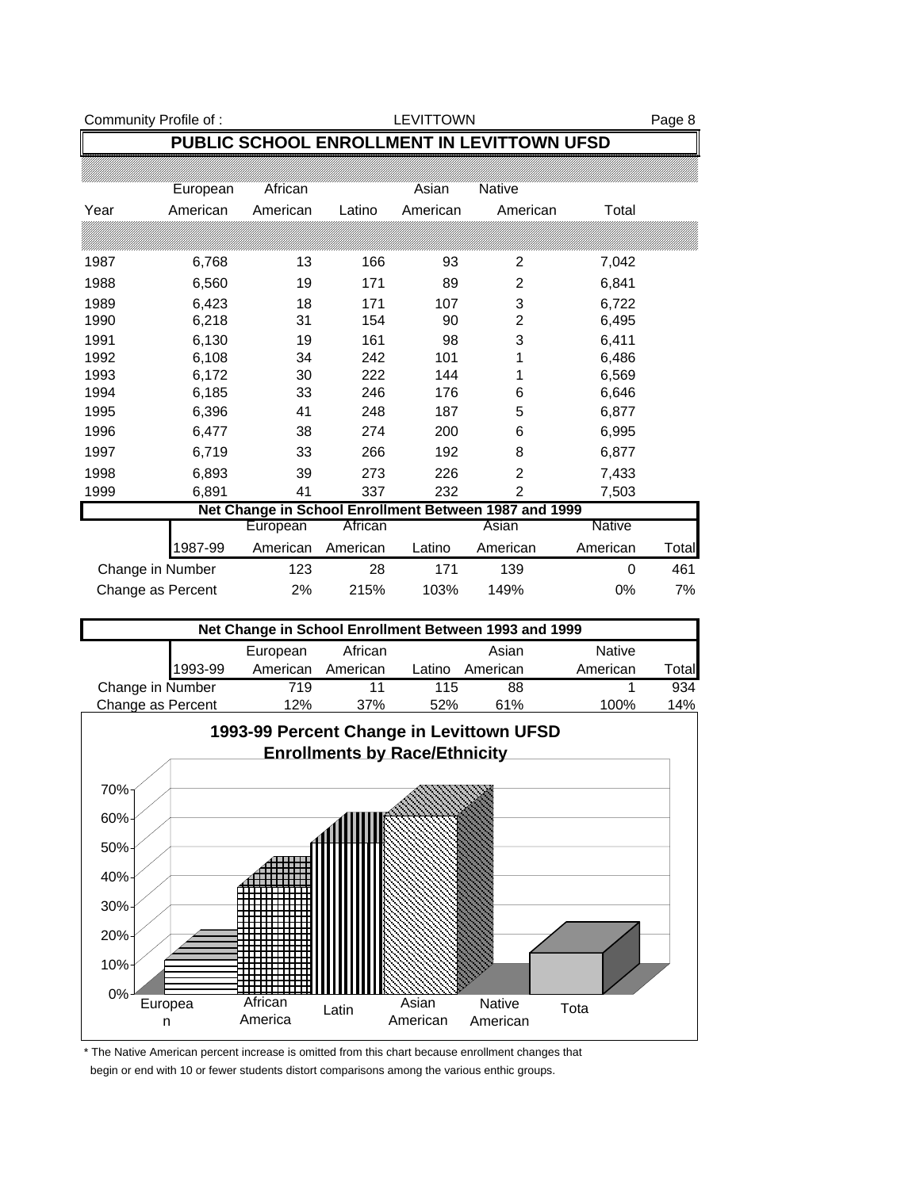## PUBLIC SCHOOL ENROLLMENT IN LEVITTOWN UFSD

| Year | European American | African American | Latino | Asian American | Native American | Total |
|---|---|---|---|---|---|---|
| 1987 | 6,768 | 13 | 166 | 93 | 2 | 7,042 |
| 1988 | 6,560 | 19 | 171 | 89 | 2 | 6,841 |
| 1989 | 6,423 | 18 | 171 | 107 | 3 | 6,722 |
| 1990 | 6,218 | 31 | 154 | 90 | 2 | 6,495 |
| 1991 | 6,130 | 19 | 161 | 98 | 3 | 6,411 |
| 1992 | 6,108 | 34 | 242 | 101 | 1 | 6,486 |
| 1993 | 6,172 | 30 | 222 | 144 | 1 | 6,569 |
| 1994 | 6,185 | 33 | 246 | 176 | 6 | 6,646 |
| 1995 | 6,396 | 41 | 248 | 187 | 5 | 6,877 |
| 1996 | 6,477 | 38 | 274 | 200 | 6 | 6,995 |
| 1997 | 6,719 | 33 | 266 | 192 | 8 | 6,877 |
| 1998 | 6,893 | 39 | 273 | 226 | 2 | 7,433 |
| 1999 | 6,891 | 41 | 337 | 232 | 2 | 7,503 |

### Net Change in School Enrollment Between 1987 and 1999

| 1987-99 | European American | African American | Latino | Asian American | Native American | Total |
|---|---|---|---|---|---|---|
| Change in Number | 123 | 28 | 171 | 139 | 0 | 461 |
| Change as Percent | 2% | 215% | 103% | 149% | 0% | 7% |

### Net Change in School Enrollment Between 1993 and 1999

| 1993-99 | European American | African American | Latino | Asian American | Native American | Total |
|---|---|---|---|---|---|---|
| Change in Number | 719 | 11 | 115 | 88 | 1 | 934 |
| Change as Percent | 12% | 37% | 52% | 61% | 100% | 14% |

### 1993-99 Percent Change in Levittown UFSD Enrollments by Race/Ethnicity

\* The Native American percent increase is omitted from this chart because enrollment changes that begin or end with 10 or fewer students distort comparisons among the various enthic groups.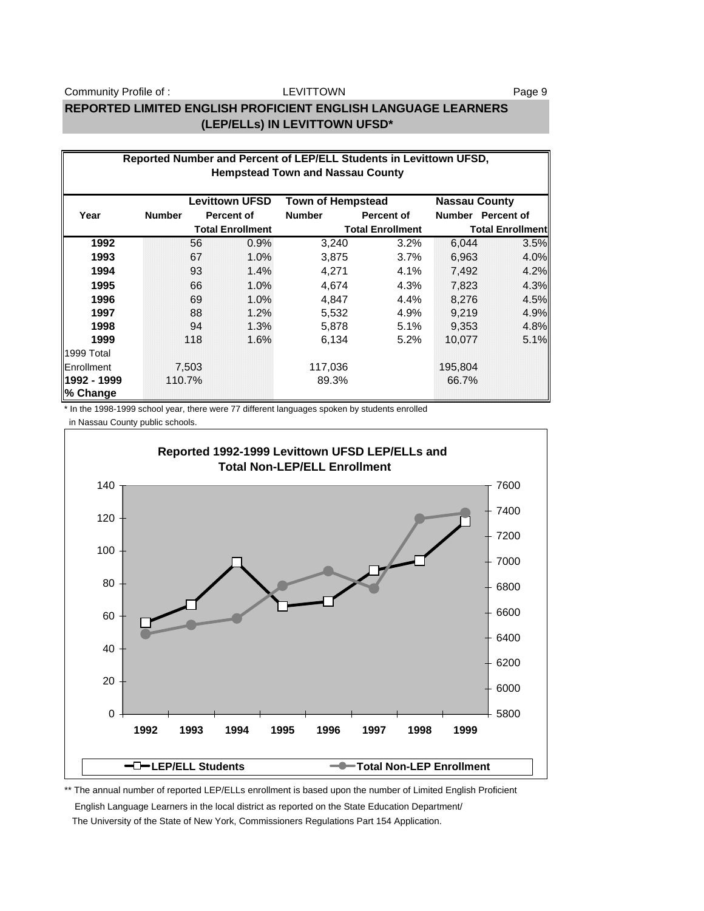## REPORTED LIMITED ENGLISH PROFICIENT ENGLISH LANGUAGE LEARNERS (LEP/ELLs) IN LEVITTOWN UFSD*

**Reported Number and Percent of LEP/ELL Students in Levittown UFSD, Hempstead Town and Nassau County**

| Year | Levittown UFSD | | Town of Hempstead | | Nassau County | |
|---|---|---|---|---|---|---|
| | Number | Percent of Total Enrollment | Number | Percent of Total Enrollment | Number | Percent of Total Enrollment |
| **1992** | 56 | 0.9% | 3,240 | 3.2% | 6,044 | 3.5% |
| **1993** | 67 | 1.0% | 3,875 | 3.7% | 6,963 | 4.0% |
| **1994** | 93 | 1.4% | 4,271 | 4.1% | 7,492 | 4.2% |
| **1995** | 66 | 1.0% | 4,674 | 4.3% | 7,823 | 4.3% |
| **1996** | 69 | 1.0% | 4,847 | 4.4% | 8,276 | 4.5% |
| **1997** | 88 | 1.2% | 5,532 | 4.9% | 9,219 | 4.9% |
| **1998** | 94 | 1.3% | 5,878 | 5.1% | 9,353 | 4.8% |
| **1999** | 118 | 1.6% | 6,134 | 5.2% | 10,077 | 5.1% |
| 1999 Total Enrollment | 7,503 | | 117,036 | | 195,804 | |
| **1992 - 1999 % Change** | 110.7% | | 89.3% | | 66.7% | |

\* In the 1998-1999 school year, there were 77 different languages spoken by students enrolled in Nassau County public schools.

**Reported 1992-1999 Levittown UFSD LEP/ELLs and Total Non-LEP/ELL Enrollment**

\*\* The annual number of reported LEP/ELLs enrollment is based upon the number of Limited English Proficient English Language Learners in the local district as reported on the State Education Department/ The University of the State of New York, Commissioners Regulations Part 154 Application.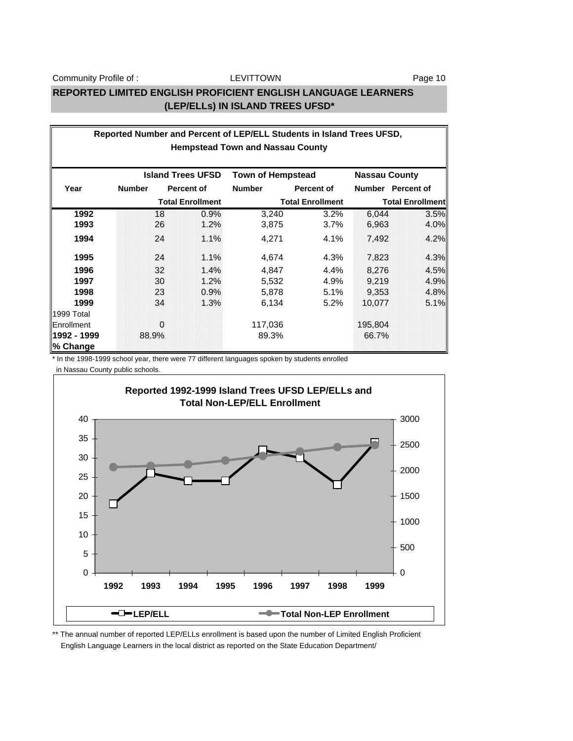## REPORTED LIMITED ENGLISH PROFICIENT ENGLISH LANGUAGE LEARNERS (LEP/ELLs) IN ISLAND TREES UFSD*

**Reported Number and Percent of LEP/ELL Students in Island Trees UFSD, Hempstead Town and Nassau County**

| Year | Island Trees UFSD Number | Island Trees UFSD Percent of Total Enrollment | Town of Hempstead Number | Town of Hempstead Percent of Total Enrollment | Nassau County Number | Nassau County Percent of Total Enrollment |
|---|---|---|---|---|---|---|
| **1992** | 18 | 0.9% | 3,240 | 3.2% | 6,044 | 3.5% |
| **1993** | 26 | 1.2% | 3,875 | 3.7% | 6,963 | 4.0% |
| **1994** | 24 | 1.1% | 4,271 | 4.1% | 7,492 | 4.2% |
| **1995** | 24 | 1.1% | 4,674 | 4.3% | 7,823 | 4.3% |
| **1996** | 32 | 1.4% | 4,847 | 4.4% | 8,276 | 4.5% |
| **1997** | 30 | 1.2% | 5,532 | 4.9% | 9,219 | 4.9% |
| **1998** | 23 | 0.9% | 5,878 | 5.1% | 9,353 | 4.8% |
| **1999** | 34 | 1.3% | 6,134 | 5.2% | 10,077 | 5.1% |
| 1999 Total Enrollment | 0 | | 117,036 | | 195,804 | |
| **1992 - 1999 % Change** | 88.9% | | 89.3% | | 66.7% | |

\* In the 1998-1999 school year, there were 77 different languages spoken by students enrolled in Nassau County public schools.

**Reported 1992-1999 Island Trees UFSD LEP/ELLs and Total Non-LEP/ELL Enrollment**

| Year | 1992 | 1993 | 1994 | 1995 | 1996 | 1997 | 1998 | 1999 |
|---|---|---|---|---|---|---|---|---|
| LEP/ELL | 18 | 26 | 24 | 24 | 32 | 30 | 23 | 34 |

(Chart legend: LEP/ELL; Total Non-LEP Enrollment)

\*\* The annual number of reported LEP/ELLs enrollment is based upon the number of Limited English Proficient English Language Learners in the local district as reported on the State Education Department/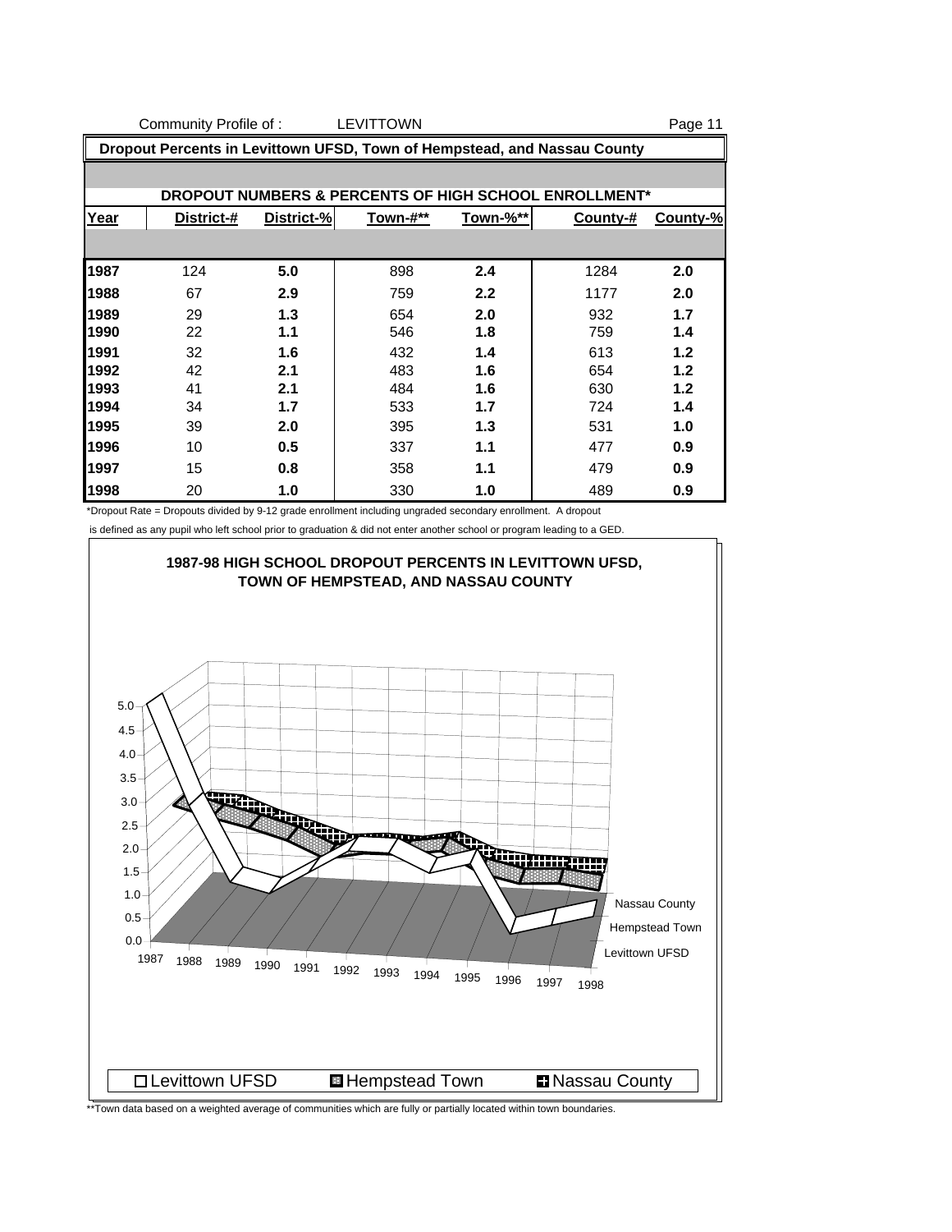## Dropout Percents in Levittown UFSD, Town of Hempstead, and Nassau County

### DROPOUT NUMBERS & PERCENTS OF HIGH SCHOOL ENROLLMENT*

| Year | District-# | District-% | Town-#** | Town-%** | County-# | County-% |
|---|---|---|---|---|---|---|
| 1987 | 124 | 5.0 | 898 | 2.4 | 1284 | 2.0 |
| 1988 | 67 | 2.9 | 759 | 2.2 | 1177 | 2.0 |
| 1989 | 29 | 1.3 | 654 | 2.0 | 932 | 1.7 |
| 1990 | 22 | 1.1 | 546 | 1.8 | 759 | 1.4 |
| 1991 | 32 | 1.6 | 432 | 1.4 | 613 | 1.2 |
| 1992 | 42 | 2.1 | 483 | 1.6 | 654 | 1.2 |
| 1993 | 41 | 2.1 | 484 | 1.6 | 630 | 1.2 |
| 1994 | 34 | 1.7 | 533 | 1.7 | 724 | 1.4 |
| 1995 | 39 | 2.0 | 395 | 1.3 | 531 | 1.0 |
| 1996 | 10 | 0.5 | 337 | 1.1 | 477 | 0.9 |
| 1997 | 15 | 0.8 | 358 | 1.1 | 479 | 0.9 |
| 1998 | 20 | 1.0 | 330 | 1.0 | 489 | 0.9 |

*Dropout Rate = Dropouts divided by 9-12 grade enrollment including ungraded secondary enrollment. A dropout is defined as any pupil who left school prior to graduation & did not enter another school or program leading to a GED.

**1987-98 HIGH SCHOOL DROPOUT PERCENTS IN LEVITTOWN UFSD, TOWN OF HEMPSTEAD, AND NASSAU COUNTY**

**Town data based on a weighted average of communities which are fully or partially located within town boundaries.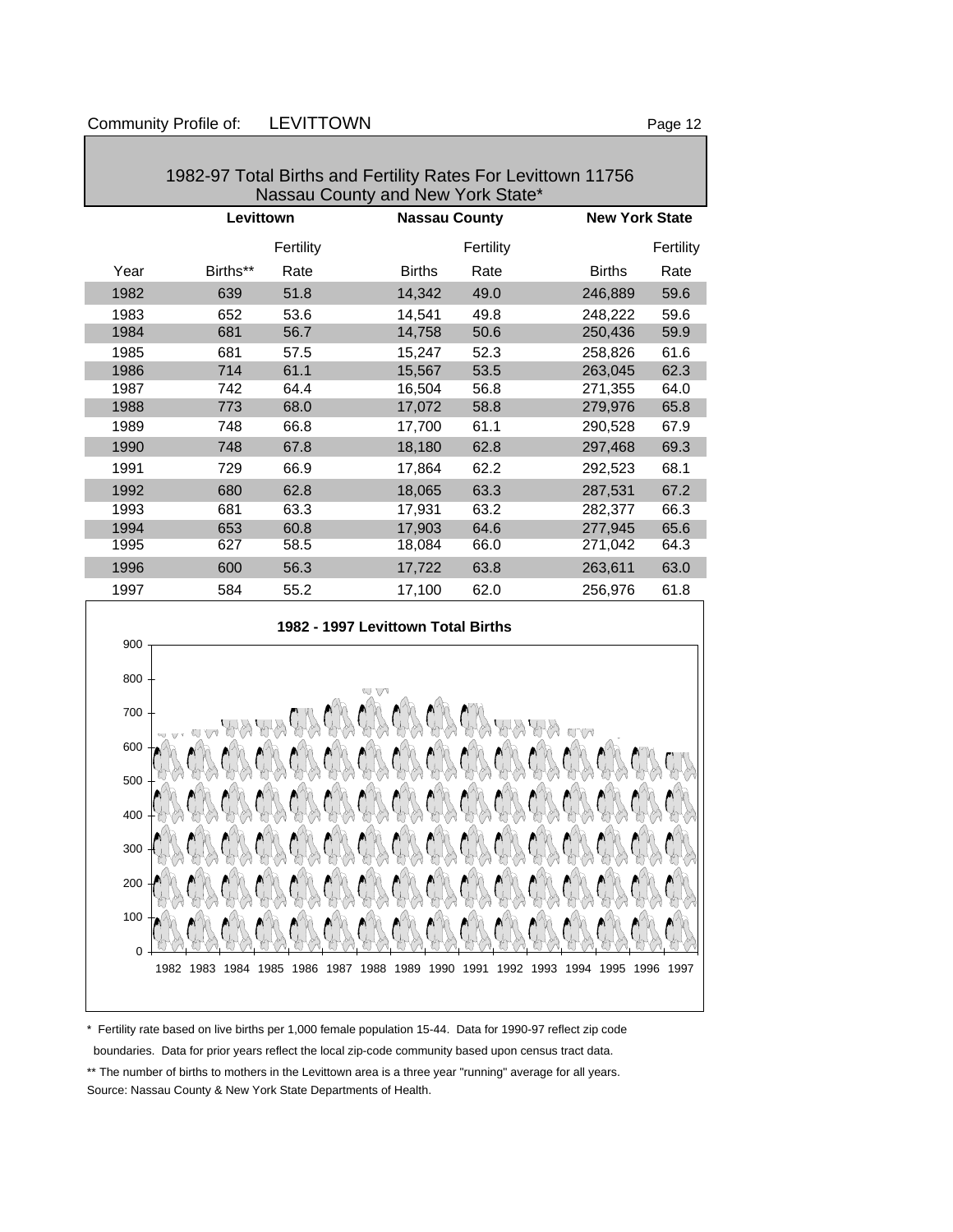## 1982-97 Total Births and Fertility Rates For Levittown 11756 Nassau County and New York State*

| | Levittown | | Nassau County | | New York State | |
|---|---|---|---|---|---|---|
| Year | Births** | Fertility Rate | Births | Fertility Rate | Births | Fertility Rate |
| 1982 | 639 | 51.8 | 14,342 | 49.0 | 246,889 | 59.6 |
| 1983 | 652 | 53.6 | 14,541 | 49.8 | 248,222 | 59.6 |
| 1984 | 681 | 56.7 | 14,758 | 50.6 | 250,436 | 59.9 |
| 1985 | 681 | 57.5 | 15,247 | 52.3 | 258,826 | 61.6 |
| 1986 | 714 | 61.1 | 15,567 | 53.5 | 263,045 | 62.3 |
| 1987 | 742 | 64.4 | 16,504 | 56.8 | 271,355 | 64.0 |
| 1988 | 773 | 68.0 | 17,072 | 58.8 | 279,976 | 65.8 |
| 1989 | 748 | 66.8 | 17,700 | 61.1 | 290,528 | 67.9 |
| 1990 | 748 | 67.8 | 18,180 | 62.8 | 297,468 | 69.3 |
| 1991 | 729 | 66.9 | 17,864 | 62.2 | 292,523 | 68.1 |
| 1992 | 680 | 62.8 | 18,065 | 63.3 | 287,531 | 67.2 |
| 1993 | 681 | 63.3 | 17,931 | 63.2 | 282,377 | 66.3 |
| 1994 | 653 | 60.8 | 17,903 | 64.6 | 277,945 | 65.6 |
| 1995 | 627 | 58.5 | 18,084 | 66.0 | 271,042 | 64.3 |
| 1996 | 600 | 56.3 | 17,722 | 63.8 | 263,611 | 63.0 |
| 1997 | 584 | 55.2 | 17,100 | 62.0 | 256,976 | 61.8 |

**1982 - 1997 Levittown Total Births**

\* Fertility rate based on live births per 1,000 female population 15-44. Data for 1990-97 reflect zip code boundaries. Data for prior years reflect the local zip-code community based upon census tract data.

** The number of births to mothers in the Levittown area is a three year "running" average for all years.

Source: Nassau County & New York State Departments of Health.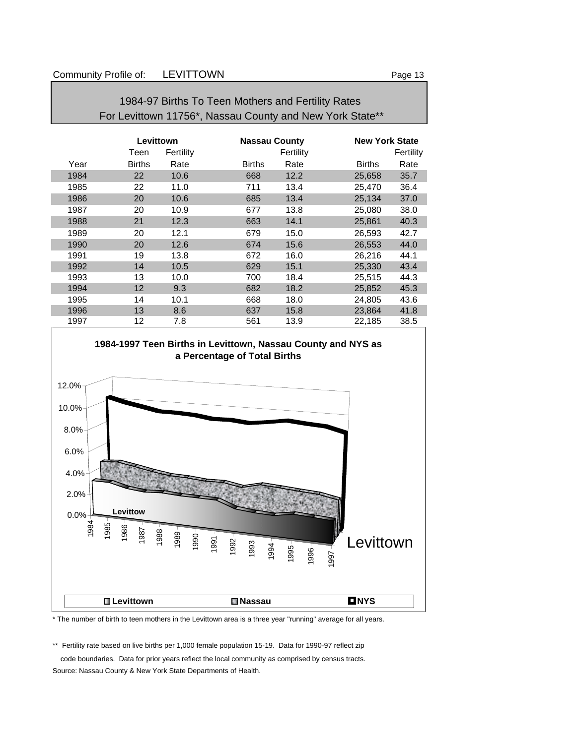Community Profile of: LEVITTOWN

# 1984-97 Births To Teen Mothers and Fertility Rates
## For Levittown 11756*, Nassau County and New York State**

| | Levittown | | Nassau County | | New York State | |
|---|---|---|---|---|---|---|
| | Teen | Fertility | | Fertility | | Fertility |
| Year | Births | Rate | Births | Rate | Births | Rate |
| 1984 | 22 | 10.6 | 668 | 12.2 | 25,658 | 35.7 |
| 1985 | 22 | 11.0 | 711 | 13.4 | 25,470 | 36.4 |
| 1986 | 20 | 10.6 | 685 | 13.4 | 25,134 | 37.0 |
| 1987 | 20 | 10.9 | 677 | 13.8 | 25,080 | 38.0 |
| 1988 | 21 | 12.3 | 663 | 14.1 | 25,861 | 40.3 |
| 1989 | 20 | 12.1 | 679 | 15.0 | 26,593 | 42.7 |
| 1990 | 20 | 12.6 | 674 | 15.6 | 26,553 | 44.0 |
| 1991 | 19 | 13.8 | 672 | 16.0 | 26,216 | 44.1 |
| 1992 | 14 | 10.5 | 629 | 15.1 | 25,330 | 43.4 |
| 1993 | 13 | 10.0 | 700 | 18.4 | 25,515 | 44.3 |
| 1994 | 12 | 9.3 | 682 | 18.2 | 25,852 | 45.3 |
| 1995 | 14 | 10.1 | 668 | 18.0 | 24,805 | 43.6 |
| 1996 | 13 | 8.6 | 637 | 15.8 | 23,864 | 41.8 |
| 1997 | 12 | 7.8 | 561 | 13.9 | 22,185 | 38.5 |

**1984-1997 Teen Births in Levittown, Nassau County and NYS as a Percentage of Total Births**

* The number of birth to teen mothers in the Levittown area is a three year "running" average for all years.

** Fertility rate based on live births per 1,000 female population 15-19. Data for 1990-97 reflect zip code boundaries. Data for prior years reflect the local community as comprised by census tracts.

Source: Nassau County & New York State Departments of Health.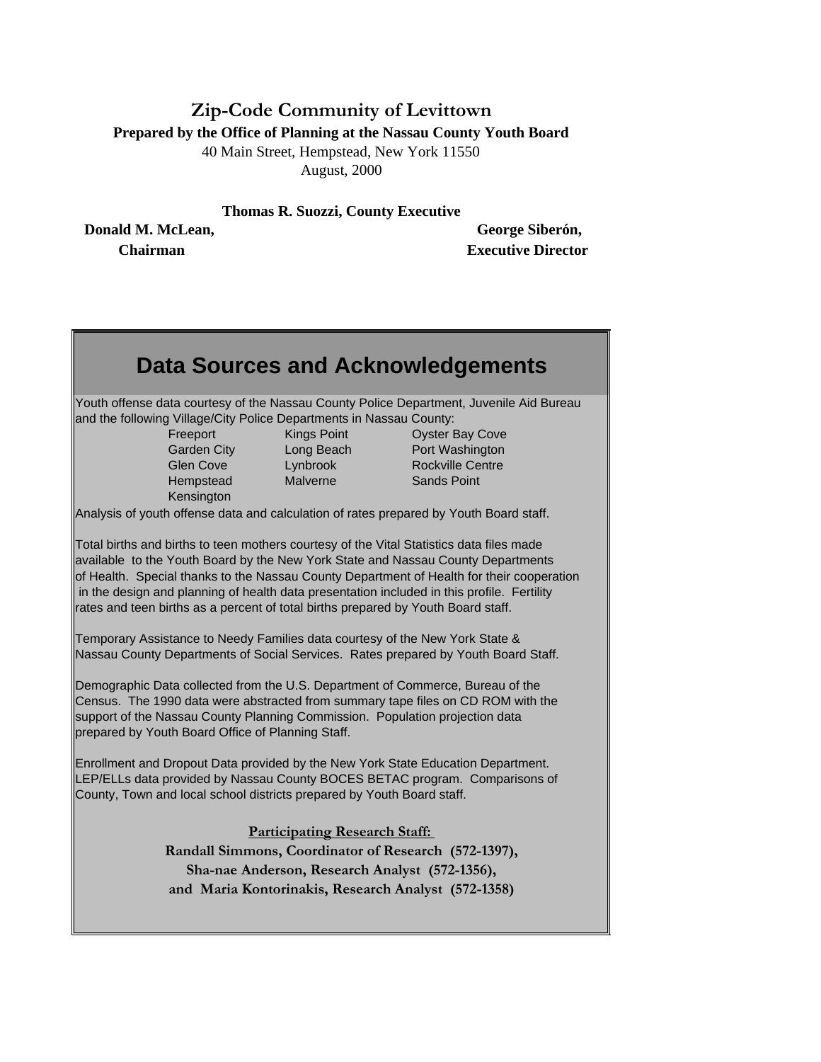# Zip-Code Community of Levittown

**Prepared by the Office of Planning at the Nassau County Youth Board**

40 Main Street, Hempstead, New York 11550

August, 2000

**Thomas R. Suozzi, County Executive**

**Donald M. McLean,**
**Chairman**

**George Siberón,**
**Executive Director**

## Data Sources and Acknowledgements

Youth offense data courtesy of the Nassau County Police Department, Juvenile Aid Bureau and the following Village/City Police Departments in Nassau County:

| | | |
|---|---|---|
| Freeport | Kings Point | Oyster Bay Cove |
| Garden City | Long Beach | Port Washington |
| Glen Cove | Lynbrook | Rockville Centre |
| Hempstead | Malverne | Sands Point |
| Kensington | | |

Analysis of youth offense data and calculation of rates prepared by Youth Board staff.

Total births and births to teen mothers courtesy of the Vital Statistics data files made available to the Youth Board by the New York State and Nassau County Departments of Health. Special thanks to the Nassau County Department of Health for their cooperation in the design and planning of health data presentation included in this profile. Fertility rates and teen births as a percent of total births prepared by Youth Board staff.

Temporary Assistance to Needy Families data courtesy of the New York State & Nassau County Departments of Social Services. Rates prepared by Youth Board Staff.

Demographic Data collected from the U.S. Department of Commerce, Bureau of the Census. The 1990 data were abstracted from summary tape files on CD ROM with the support of the Nassau County Planning Commission. Population projection data prepared by Youth Board Office of Planning Staff.

Enrollment and Dropout Data provided by the New York State Education Department. LEP/ELLs data provided by Nassau County BOCES BETAC program. Comparisons of County, Town and local school districts prepared by Youth Board staff.

**Participating Research Staff:**

**Randall Simmons, Coordinator of Research (572-1397),**
**Sha-nae Anderson, Research Analyst (572-1356),**
**and Maria Kontorinakis, Research Analyst (572-1358)**